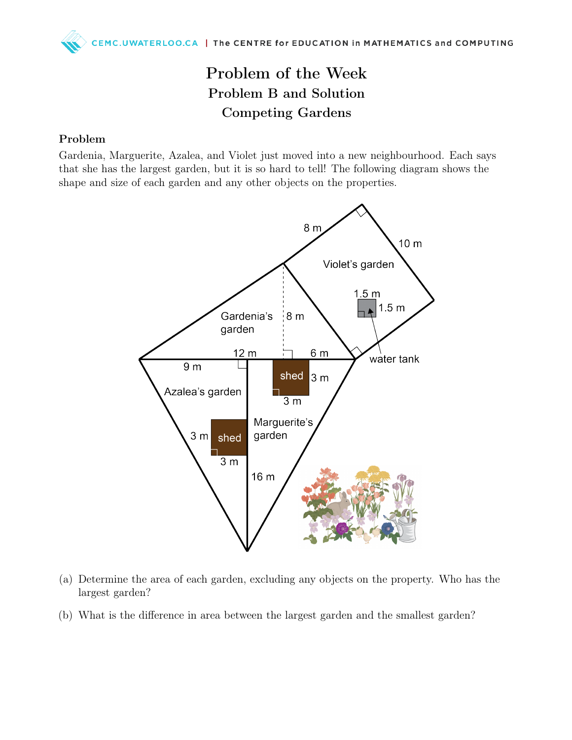# Problem of the Week

## Problem B and Solution

## Competing Gardens

### Problem

Gardenia, Marguerite, Azalea, and Violet just moved into a new neighbourhood. Each says that she has the largest garden, but it is so hard to tell! The following diagram shows the shape and size of each garden and any other objects on the properties.

(a) Determine the area of each garden, excluding any objects on the property. Who has the largest garden?

(b) What is the difference in area between the largest garden and the smallest garden?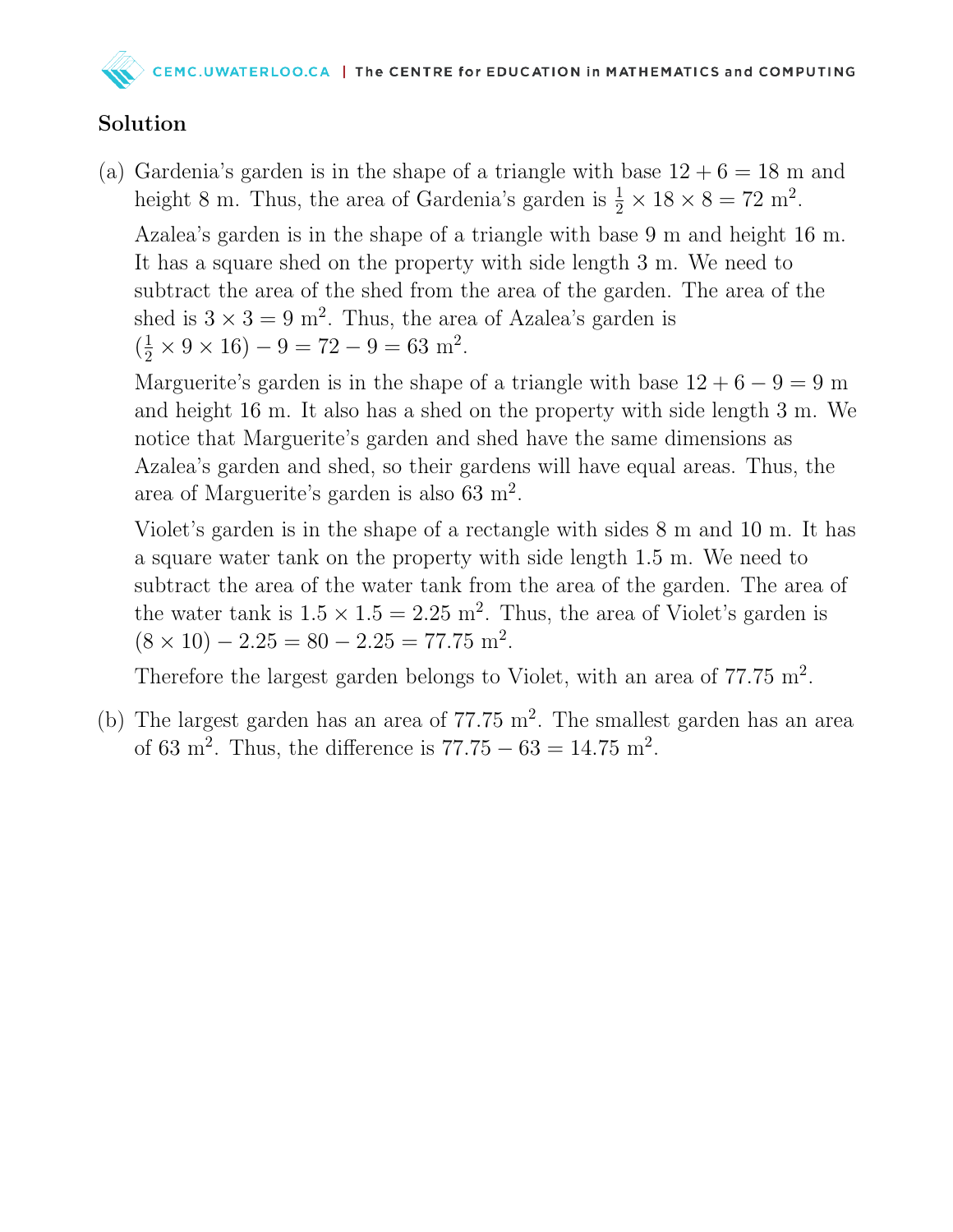**Solution**

(a) Gardenia's garden is in the shape of a triangle with base $12 + 6 = 18$ m and height 8 m. Thus, the area of Gardenia's garden is $\frac{1}{2} \times 18 \times 8 = 72$ m$^2$.

Azalea's garden is in the shape of a triangle with base 9 m and height 16 m. It has a square shed on the property with side length 3 m. We need to subtract the area of the shed from the area of the garden. The area of the shed is $3 \times 3 = 9$ m$^2$. Thus, the area of Azalea's garden is $(\frac{1}{2} \times 9 \times 16) - 9 = 72 - 9 = 63$ m$^2$.

Marguerite's garden is in the shape of a triangle with base $12 + 6 - 9 = 9$ m and height 16 m. It also has a shed on the property with side length 3 m. We notice that Marguerite's garden and shed have the same dimensions as Azalea's garden and shed, so their gardens will have equal areas. Thus, the area of Marguerite's garden is also 63 m$^2$.

Violet's garden is in the shape of a rectangle with sides 8 m and 10 m. It has a square water tank on the property with side length 1.5 m. We need to subtract the area of the water tank from the area of the garden. The area of the water tank is $1.5 \times 1.5 = 2.25$ m$^2$. Thus, the area of Violet's garden is $(8 \times 10) - 2.25 = 80 - 2.25 = 77.75$ m$^2$.

Therefore the largest garden belongs to Violet, with an area of 77.75 m$^2$.

(b) The largest garden has an area of 77.75 m$^2$. The smallest garden has an area of 63 m$^2$. Thus, the difference is $77.75 - 63 = 14.75$ m$^2$.